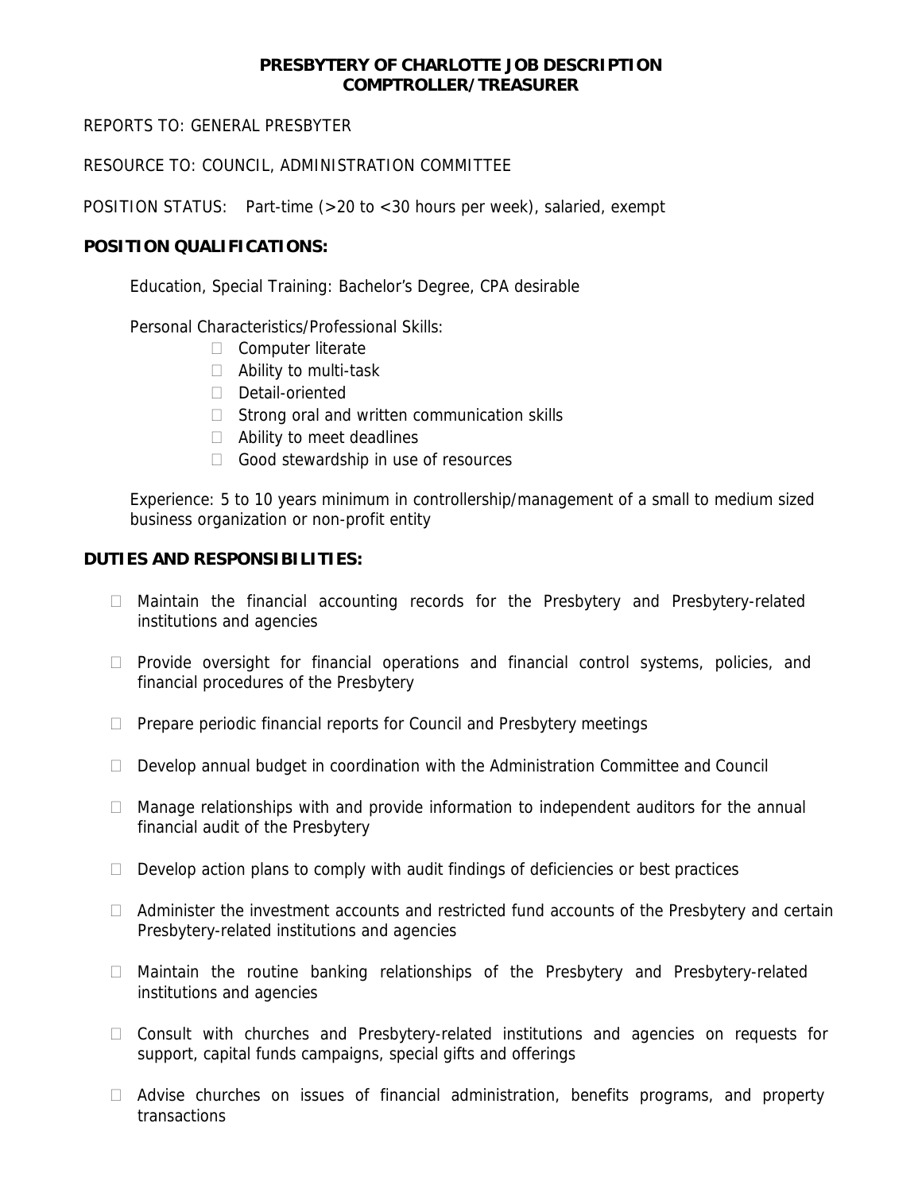# PRESBYTERY OF CHARLOTTE JOB DESCRIPTION
## COMPTROLLER/TREASURER

REPORTS TO: GENERAL PRESBYTER

RESOURCE TO: COUNCIL, ADMINISTRATION COMMITTEE

POSITION STATUS: Part-time (>20 to <30 hours per week), salaried, exempt

**POSITION QUALIFICATIONS:**

Education, Special Training: Bachelor's Degree, CPA desirable

Personal Characteristics/Professional Skills:

- Computer literate
- Ability to multi-task
- Detail-oriented
- Strong oral and written communication skills
- Ability to meet deadlines
- Good stewardship in use of resources

Experience: 5 to 10 years minimum in controllership/management of a small to medium sized business organization or non-profit entity

**DUTIES AND RESPONSIBILITIES:**

- Maintain the financial accounting records for the Presbytery and Presbytery-related institutions and agencies
- Provide oversight for financial operations and financial control systems, policies, and financial procedures of the Presbytery
- Prepare periodic financial reports for Council and Presbytery meetings
- Develop annual budget in coordination with the Administration Committee and Council
- Manage relationships with and provide information to independent auditors for the annual financial audit of the Presbytery
- Develop action plans to comply with audit findings of deficiencies or best practices
- Administer the investment accounts and restricted fund accounts of the Presbytery and certain Presbytery-related institutions and agencies
- Maintain the routine banking relationships of the Presbytery and Presbytery-related institutions and agencies
- Consult with churches and Presbytery-related institutions and agencies on requests for support, capital funds campaigns, special gifts and offerings
- Advise churches on issues of financial administration, benefits programs, and property transactions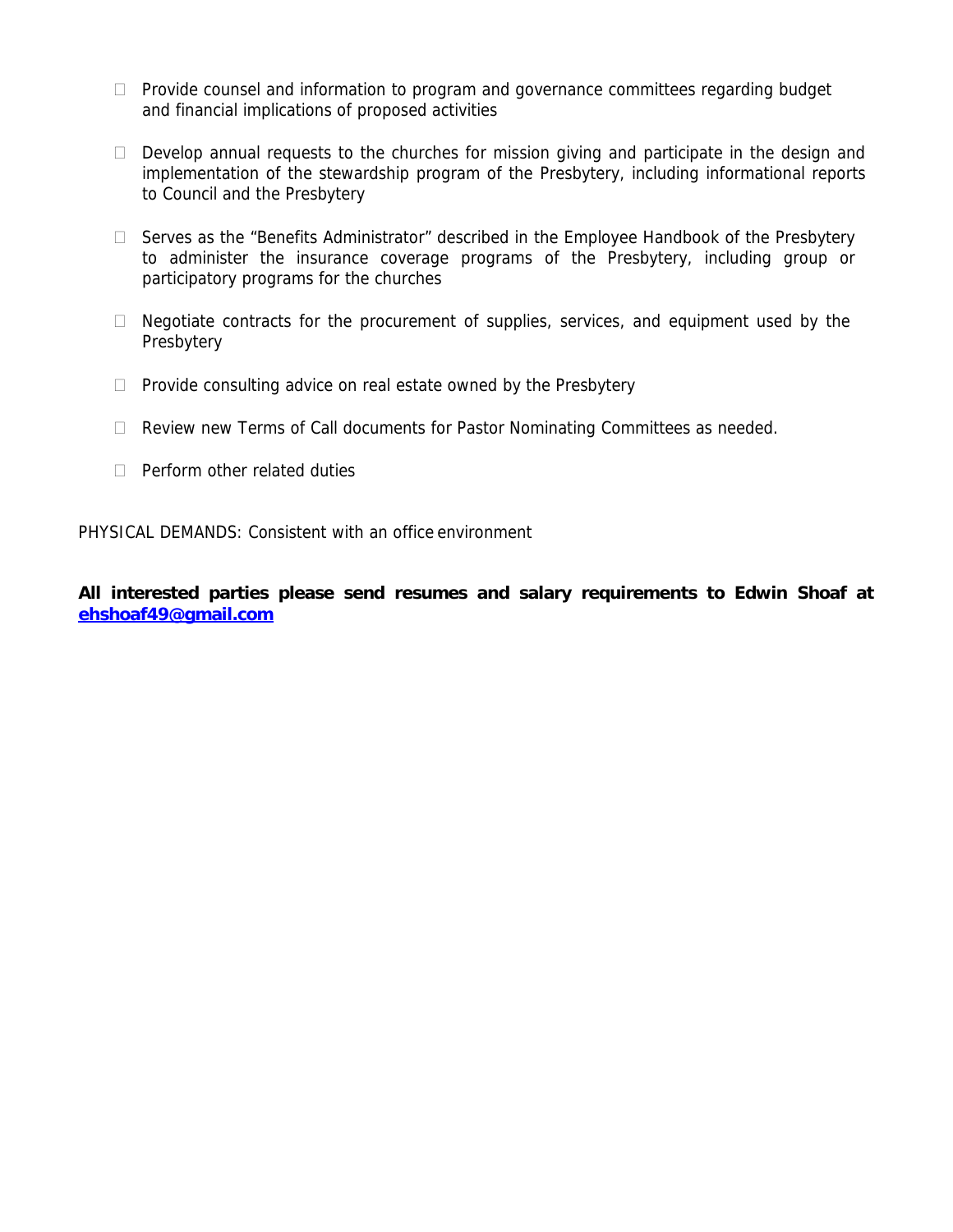- Provide counsel and information to program and governance committees regarding budget and financial implications of proposed activities

- Develop annual requests to the churches for mission giving and participate in the design and implementation of the stewardship program of the Presbytery, including informational reports to Council and the Presbytery

- Serves as the "Benefits Administrator" described in the Employee Handbook of the Presbytery to administer the insurance coverage programs of the Presbytery, including group or participatory programs for the churches

- Negotiate contracts for the procurement of supplies, services, and equipment used by the Presbytery

- Provide consulting advice on real estate owned by the Presbytery

- Review new Terms of Call documents for Pastor Nominating Committees as needed.

- Perform other related duties

PHYSICAL DEMANDS: Consistent with an office environment

**All interested parties please send resumes and salary requirements to Edwin Shoaf at [ehshoaf49@gmail.com](mailto:ehshoaf49@gmail.com)**